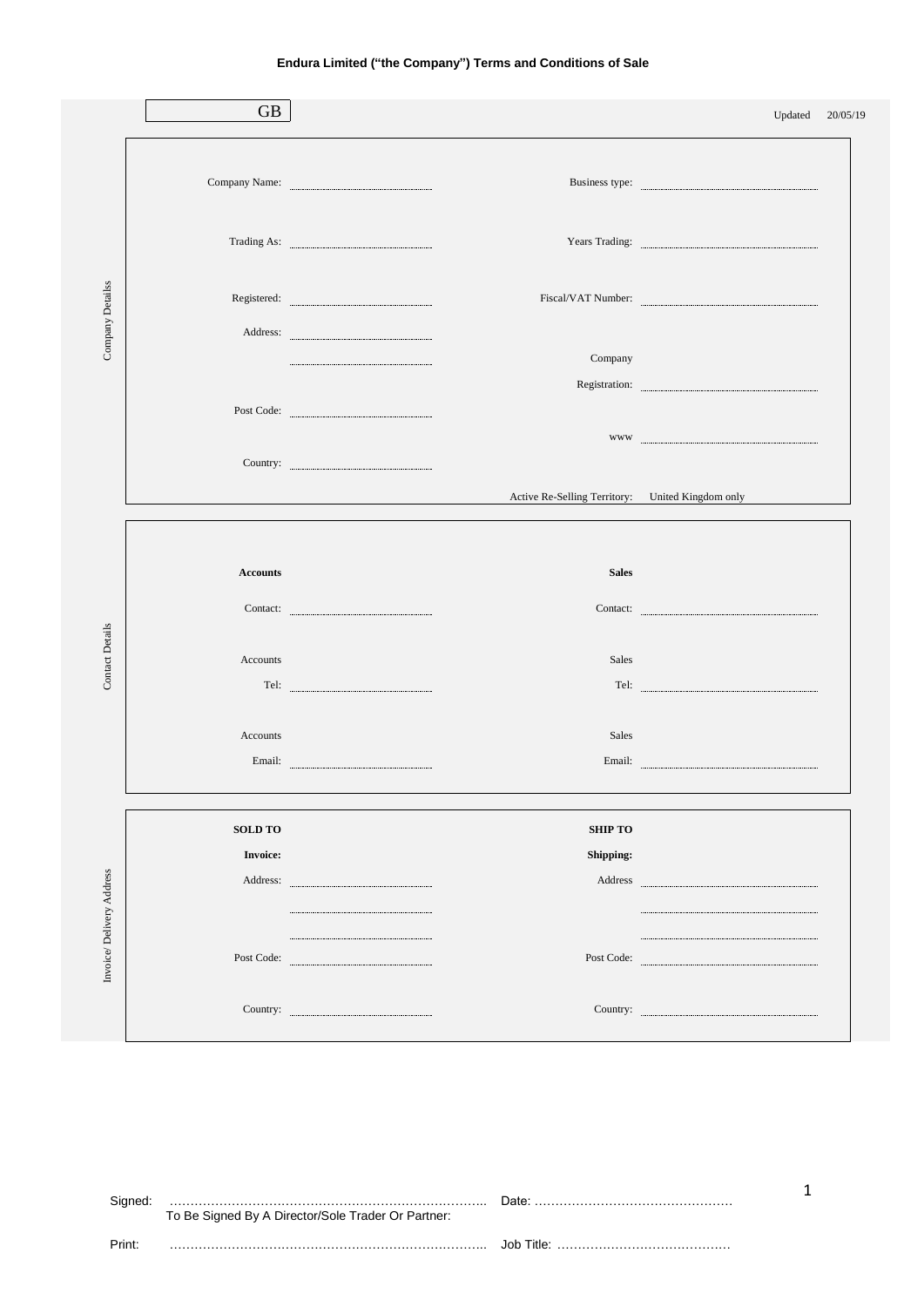**Endura Limited ("the Company") Terms and Conditions of Sale**

GB

Updated 20/05/19

## Company Detailss

| | | | |
|---|---|---|---|
| Company Name: | ........................ | Business type: | ........................ |
| Trading As: | ........................ | Years Trading: | ........................ |
| Registered: | ........................ | Fiscal/VAT Number: | ........................ |
| Address: | ........................ | | |
| | ........................ | Company Registration: | ........................ |
| Post Code: | ........................ | | |
| | | www | ........................ |
| Country: | ........................ | | |
| | | Active Re-Selling Territory: | United Kingdom only |

## Contact Details

| | | | |
|---|---|---|---|
| **Accounts** | | **Sales** | |
| Contact: | ........................ | Contact: | ........................ |
| Accounts Tel: | ........................ | Sales Tel: | ........................ |
| Accounts Email: | ........................ | Sales Email: | ........................ |

## Invoice/ Delivery Address

| | | | |
|---|---|---|---|
| **SOLD TO** | | **SHIP TO** | |
| **Invoice:** | | **Shipping:** | |
| Address: | ........................ | Address | ........................ |
| | ........................ | | ........................ |
| | ........................ | | ........................ |
| Post Code: | ........................ | Post Code: | ........................ |
| Country: | ........................ | Country: | ........................ |

Signed: ………………………………………………………………….. Date: …………………………………………

To Be Signed By A Director/Sole Trader Or Partner:

Print: ………………………………………………………………….. Job Title: ……………………………………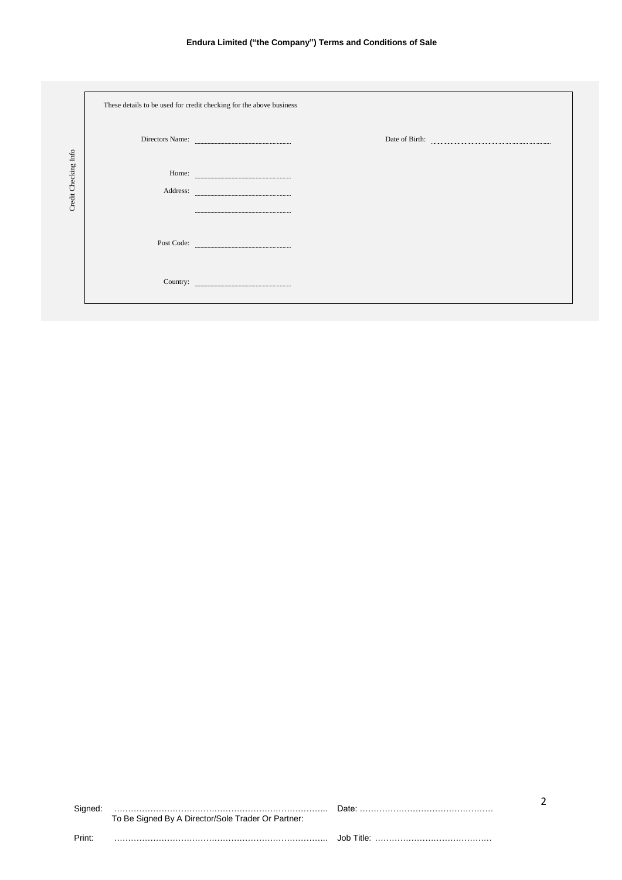**Endura Limited ("the Company") Terms and Conditions of Sale**

**Credit Checking Info**

These details to be used for credit checking for the above business

Directors Name: ……………………… Date of Birth: ………………………

Home Address: ………………………

………………………

Post Code: ………………………

Country: ………………………

Signed: ……………………………………………………………… Date: ……………………………………

To Be Signed By A Director/Sole Trader Or Partner:

Print: ……………………………………………………………… Job Title: ………………………………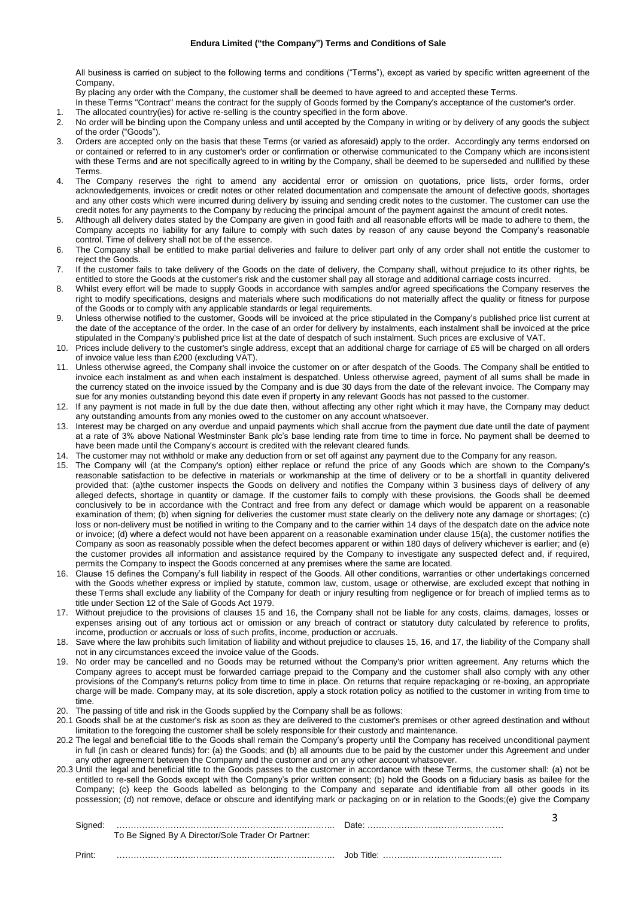**Endura Limited ("the Company") Terms and Conditions of Sale**

All business is carried on subject to the following terms and conditions ("Terms"), except as varied by specific written agreement of the Company.

By placing any order with the Company, the customer shall be deemed to have agreed to and accepted these Terms.

In these Terms "Contract" means the contract for the supply of Goods formed by the Company's acceptance of the customer's order.

1. The allocated country(ies) for active re-selling is the country specified in the form above.
2. No order will be binding upon the Company unless and until accepted by the Company in writing or by delivery of any goods the subject of the order ("Goods").
3. Orders are accepted only on the basis that these Terms (or varied as aforesaid) apply to the order. Accordingly any terms endorsed on or contained or referred to in any customer's order or confirmation or otherwise communicated to the Company which are inconsistent with these Terms and are not specifically agreed to in writing by the Company, shall be deemed to be superseded and nullified by these Terms.
4. The Company reserves the right to amend any accidental error or omission on quotations, price lists, order forms, order acknowledgements, invoices or credit notes or other related documentation and compensate the amount of defective goods, shortages and any other costs which were incurred during delivery by issuing and sending credit notes to the customer. The customer can use the credit notes for any payments to the Company by reducing the principal amount of the payment against the amount of credit notes.
5. Although all delivery dates stated by the Company are given in good faith and all reasonable efforts will be made to adhere to them, the Company accepts no liability for any failure to comply with such dates by reason of any cause beyond the Company's reasonable control. Time of delivery shall not be of the essence.
6. The Company shall be entitled to make partial deliveries and failure to deliver part only of any order shall not entitle the customer to reject the Goods.
7. If the customer fails to take delivery of the Goods on the date of delivery, the Company shall, without prejudice to its other rights, be entitled to store the Goods at the customer's risk and the customer shall pay all storage and additional carriage costs incurred.
8. Whilst every effort will be made to supply Goods in accordance with samples and/or agreed specifications the Company reserves the right to modify specifications, designs and materials where such modifications do not materially affect the quality or fitness for purpose of the Goods or to comply with any applicable standards or legal requirements.
9. Unless otherwise notified to the customer, Goods will be invoiced at the price stipulated in the Company's published price list current at the date of the acceptance of the order. In the case of an order for delivery by instalments, each instalment shall be invoiced at the price stipulated in the Company's published price list at the date of despatch of such instalment. Such prices are exclusive of VAT.
10. Prices include delivery to the customer's single address, except that an additional charge for carriage of £5 will be charged on all orders of invoice value less than £200 (excluding VAT).
11. Unless otherwise agreed, the Company shall invoice the customer on or after despatch of the Goods. The Company shall be entitled to invoice each instalment as and when each instalment is despatched. Unless otherwise agreed, payment of all sums shall be made in the currency stated on the invoice issued by the Company and is due 30 days from the date of the relevant invoice. The Company may sue for any monies outstanding beyond this date even if property in any relevant Goods has not passed to the customer.
12. If any payment is not made in full by the due date then, without affecting any other right which it may have, the Company may deduct any outstanding amounts from any monies owed to the customer on any account whatsoever.
13. Interest may be charged on any overdue and unpaid payments which shall accrue from the payment due date until the date of payment at a rate of 3% above National Westminster Bank plc's base lending rate from time to time in force. No payment shall be deemed to have been made until the Company's account is credited with the relevant cleared funds.
14. The customer may not withhold or make any deduction from or set off against any payment due to the Company for any reason.
15. The Company will (at the Company's option) either replace or refund the price of any Goods which are shown to the Company's reasonable satisfaction to be defective in materials or workmanship at the time of delivery or to be a shortfall in quantity delivered provided that: (a)the customer inspects the Goods on delivery and notifies the Company within 3 business days of delivery of any alleged defects, shortage in quantity or damage. If the customer fails to comply with these provisions, the Goods shall be deemed conclusively to be in accordance with the Contract and free from any defect or damage which would be apparent on a reasonable examination of them; (b) when signing for deliveries the customer must state clearly on the delivery note any damage or shortages; (c) loss or non-delivery must be notified in writing to the Company and to the carrier within 14 days of the despatch date on the advice note or invoice; (d) where a defect would not have been apparent on a reasonable examination under clause 15(a), the customer notifies the Company as soon as reasonably possible when the defect becomes apparent or within 180 days of delivery whichever is earlier; and (e) the customer provides all information and assistance required by the Company to investigate any suspected defect and, if required, permits the Company to inspect the Goods concerned at any premises where the same are located.
16. Clause 15 defines the Company's full liability in respect of the Goods. All other conditions, warranties or other undertakings concerned with the Goods whether express or implied by statute, common law, custom, usage or otherwise, are excluded except that nothing in these Terms shall exclude any liability of the Company for death or injury resulting from negligence or for breach of implied terms as to title under Section 12 of the Sale of Goods Act 1979.
17. Without prejudice to the provisions of clauses 15 and 16, the Company shall not be liable for any costs, claims, damages, losses or expenses arising out of any tortious act or omission or any breach of contract or statutory duty calculated by reference to profits, income, production or accruals or loss of such profits, income, production or accruals.
18. Save where the law prohibits such limitation of liability and without prejudice to clauses 15, 16, and 17, the liability of the Company shall not in any circumstances exceed the invoice value of the Goods.
19. No order may be cancelled and no Goods may be returned without the Company's prior written agreement. Any returns which the Company agrees to accept must be forwarded carriage prepaid to the Company and the customer shall also comply with any other provisions of the Company's returns policy from time to time in place. On returns that require repackaging or re-boxing, an appropriate charge will be made. Company may, at its sole discretion, apply a stock rotation policy as notified to the customer in writing from time to time.
20. The passing of title and risk in the Goods supplied by the Company shall be as follows:

20.1 Goods shall be at the customer's risk as soon as they are delivered to the customer's premises or other agreed destination and without limitation to the foregoing the customer shall be solely responsible for their custody and maintenance.

20.2 The legal and beneficial title to the Goods shall remain the Company's property until the Company has received unconditional payment in full (in cash or cleared funds) for: (a) the Goods; and (b) all amounts due to be paid by the customer under this Agreement and under any other agreement between the Company and the customer and on any other account whatsoever.

20.3 Until the legal and beneficial title to the Goods passes to the customer in accordance with these Terms, the customer shall: (a) not be entitled to re-sell the Goods except with the Company's prior written consent; (b) hold the Goods on a fiduciary basis as bailee for the Company; (c) keep the Goods labelled as belonging to the Company and separate and identifiable from all other goods in its possession; (d) not remove, deface or obscure and identifying mark or packaging on or in relation to the Goods;(e) give the Company

Signed: ………………………………………………………………….. Date: ……………………………………………
To Be Signed By A Director/Sole Trader Or Partner:

Print: ………………………………………………………………….. Job Title: ……………………………………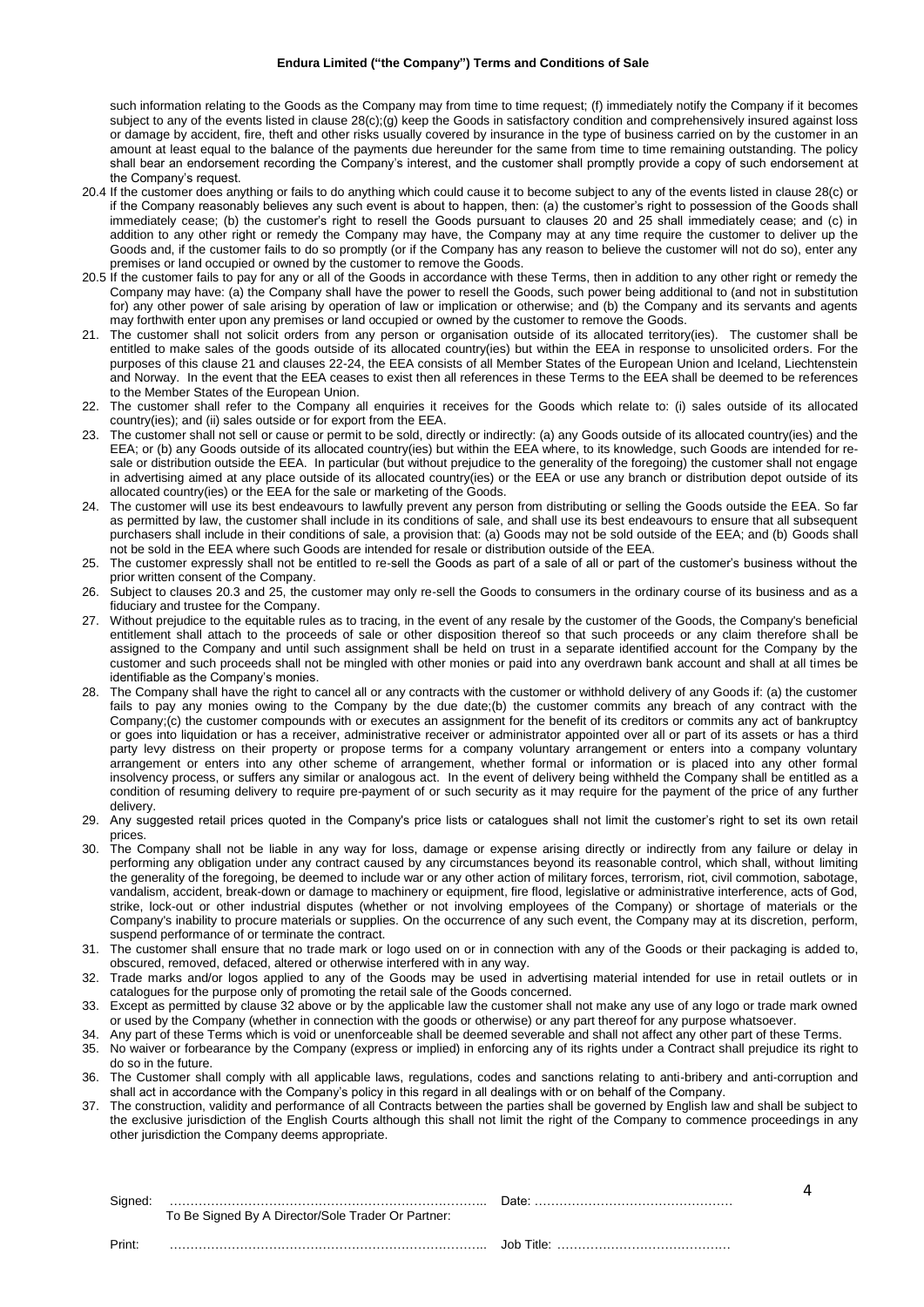such information relating to the Goods as the Company may from time to time request; (f) immediately notify the Company if it becomes subject to any of the events listed in clause 28(c);(g) keep the Goods in satisfactory condition and comprehensively insured against loss or damage by accident, fire, theft and other risks usually covered by insurance in the type of business carried on by the customer in an amount at least equal to the balance of the payments due hereunder for the same from time to time remaining outstanding. The policy shall bear an endorsement recording the Company's interest, and the customer shall promptly provide a copy of such endorsement at the Company's request.

20.4 If the customer does anything or fails to do anything which could cause it to become subject to any of the events listed in clause 28(c) or if the Company reasonably believes any such event is about to happen, then: (a) the customer's right to possession of the Goods shall immediately cease; (b) the customer's right to resell the Goods pursuant to clauses 20 and 25 shall immediately cease; and (c) in addition to any other right or remedy the Company may have, the Company may at any time require the customer to deliver up the Goods and, if the customer fails to do so promptly (or if the Company has any reason to believe the customer will not do so), enter any premises or land occupied or owned by the customer to remove the Goods.

20.5 If the customer fails to pay for any or all of the Goods in accordance with these Terms, then in addition to any other right or remedy the Company may have: (a) the Company shall have the power to resell the Goods, such power being additional to (and not in substitution for) any other power of sale arising by operation of law or implication or otherwise; and (b) the Company and its servants and agents may forthwith enter upon any premises or land occupied or owned by the customer to remove the Goods.

21. The customer shall not solicit orders from any person or organisation outside of its allocated territory(ies). The customer shall be entitled to make sales of the goods outside of its allocated country(ies) but within the EEA in response to unsolicited orders. For the purposes of this clause 21 and clauses 22-24, the EEA consists of all Member States of the European Union and Iceland, Liechtenstein and Norway. In the event that the EEA ceases to exist then all references in these Terms to the EEA shall be deemed to be references to the Member States of the European Union.

22. The customer shall refer to the Company all enquiries it receives for the Goods which relate to: (i) sales outside of its allocated country(ies); and (ii) sales outside or for export from the EEA.

23. The customer shall not sell or cause or permit to be sold, directly or indirectly: (a) any Goods outside of its allocated country(ies) and the EEA; or (b) any Goods outside of its allocated country(ies) but within the EEA where, to its knowledge, such Goods are intended for re-sale or distribution outside the EEA. In particular (but without prejudice to the generality of the foregoing) the customer shall not engage in advertising aimed at any place outside of its allocated country(ies) or the EEA or use any branch or distribution depot outside of its allocated country(ies) or the EEA for the sale or marketing of the Goods.

24. The customer will use its best endeavours to lawfully prevent any person from distributing or selling the Goods outside the EEA. So far as permitted by law, the customer shall include in its conditions of sale, and shall use its best endeavours to ensure that all subsequent purchasers shall include in their conditions of sale, a provision that: (a) Goods may not be sold outside of the EEA; and (b) Goods shall not be sold in the EEA where such Goods are intended for resale or distribution outside of the EEA.

25. The customer expressly shall not be entitled to re-sell the Goods as part of a sale of all or part of the customer's business without the prior written consent of the Company.

26. Subject to clauses 20.3 and 25, the customer may only re-sell the Goods to consumers in the ordinary course of its business and as a fiduciary and trustee for the Company.

27. Without prejudice to the equitable rules as to tracing, in the event of any resale by the customer of the Goods, the Company's beneficial entitlement shall attach to the proceeds of sale or other disposition thereof so that such proceeds or any claim therefore shall be assigned to the Company and until such assignment shall be held on trust in a separate identified account for the Company by the customer and such proceeds shall not be mingled with other monies or paid into any overdrawn bank account and shall at all times be identifiable as the Company's monies.

28. The Company shall have the right to cancel all or any contracts with the customer or withhold delivery of any Goods if: (a) the customer fails to pay any monies owing to the Company by the due date;(b) the customer commits any breach of any contract with the Company;(c) the customer compounds with or executes an assignment for the benefit of its creditors or commits any act of bankruptcy or goes into liquidation or has a receiver, administrative receiver or administrator appointed over all or part of its assets or has a third party levy distress on their property or propose terms for a company voluntary arrangement or enters into a company voluntary arrangement or enters into any other scheme of arrangement, whether formal or information or is placed into any other formal insolvency process, or suffers any similar or analogous act. In the event of delivery being withheld the Company shall be entitled as a condition of resuming delivery to require pre-payment of or such security as it may require for the payment of the price of any further delivery.

29. Any suggested retail prices quoted in the Company's price lists or catalogues shall not limit the customer's right to set its own retail prices.

30. The Company shall not be liable in any way for loss, damage or expense arising directly or indirectly from any failure or delay in performing any obligation under any contract caused by any circumstances beyond its reasonable control, which shall, without limiting the generality of the foregoing, be deemed to include war or any other action of military forces, terrorism, riot, civil commotion, sabotage, vandalism, accident, break-down or damage to machinery or equipment, fire flood, legislative or administrative interference, acts of God, strike, lock-out or other industrial disputes (whether or not involving employees of the Company) or shortage of materials or the Company's inability to procure materials or supplies. On the occurrence of any such event, the Company may at its discretion, perform, suspend performance of or terminate the contract.

31. The customer shall ensure that no trade mark or logo used on or in connection with any of the Goods or their packaging is added to, obscured, removed, defaced, altered or otherwise interfered with in any way.

32. Trade marks and/or logos applied to any of the Goods may be used in advertising material intended for use in retail outlets or in catalogues for the purpose only of promoting the retail sale of the Goods concerned.

33. Except as permitted by clause 32 above or by the applicable law the customer shall not make any use of any logo or trade mark owned or used by the Company (whether in connection with the goods or otherwise) or any part thereof for any purpose whatsoever.

34. Any part of these Terms which is void or unenforceable shall be deemed severable and shall not affect any other part of these Terms.

35. No waiver or forbearance by the Company (express or implied) in enforcing any of its rights under a Contract shall prejudice its right to do so in the future.

36. The Customer shall comply with all applicable laws, regulations, codes and sanctions relating to anti-bribery and anti-corruption and shall act in accordance with the Company's policy in this regard in all dealings with or on behalf of the Company.

37. The construction, validity and performance of all Contracts between the parties shall be governed by English law and shall be subject to the exclusive jurisdiction of the English Courts although this shall not limit the right of the Company to commence proceedings in any other jurisdiction the Company deems appropriate.

Signed: ………………………………………………………………….. Date: …………………………………………

To Be Signed By A Director/Sole Trader Or Partner:

Print: ………………………………………………………………….. Job Title: ……………………………………